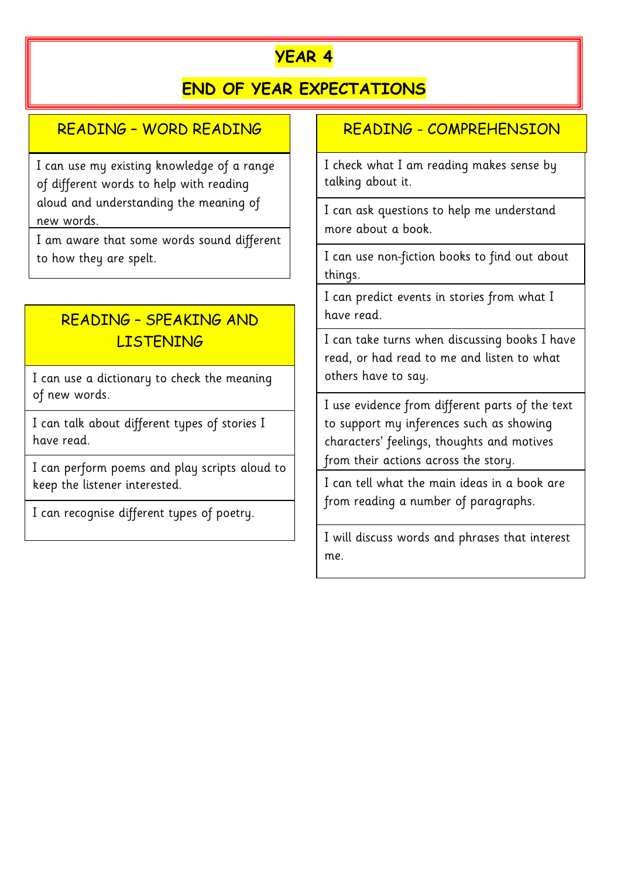# YEAR 4

## END OF YEAR EXPECTATIONS

### READING – WORD READING

- I can use my existing knowledge of a range of different words to help with reading aloud and understanding the meaning of new words.
- I am aware that some words sound different to how they are spelt.

### READING – SPEAKING AND LISTENING

- I can use a dictionary to check the meaning of new words.
- I can talk about different types of stories I have read.
- I can perform poems and play scripts aloud to keep the listener interested.
- I can recognise different types of poetry.

### READING - COMPREHENSION

- I check what I am reading makes sense by talking about it.
- I can ask questions to help me understand more about a book.
- I can use non-fiction books to find out about things.
- I can predict events in stories from what I have read.
- I can take turns when discussing books I have read, or had read to me and listen to what others have to say.
- I use evidence from different parts of the text to support my inferences such as showing characters' feelings, thoughts and motives from their actions across the story.
- I can tell what the main ideas in a book are from reading a number of paragraphs.
- I will discuss words and phrases that interest me.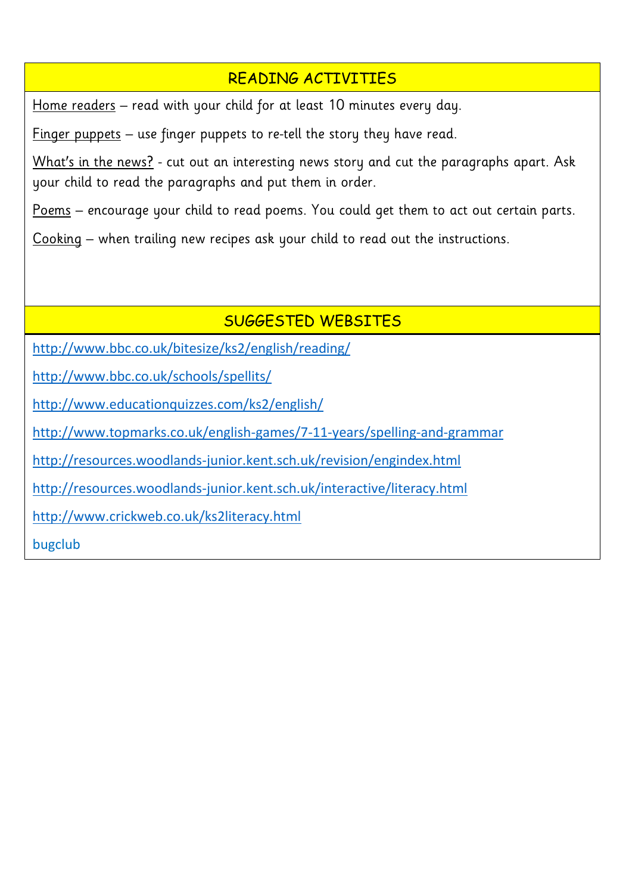## READING ACTIVITIES

Home readers – read with your child for at least 10 minutes every day.

Finger puppets – use finger puppets to re-tell the story they have read.

What's in the news? - cut out an interesting news story and cut the paragraphs apart. Ask your child to read the paragraphs and put them in order.

Poems – encourage your child to read poems. You could get them to act out certain parts.

Cooking – when trailing new recipes ask your child to read out the instructions.

## SUGGESTED WEBSITES

http://www.bbc.co.uk/bitesize/ks2/english/reading/

http://www.bbc.co.uk/schools/spellits/

http://www.educationquizzes.com/ks2/english/

http://www.topmarks.co.uk/english-games/7-11-years/spelling-and-grammar

http://resources.woodlands-junior.kent.sch.uk/revision/engindex.html

http://resources.woodlands-junior.kent.sch.uk/interactive/literacy.html

http://www.crickweb.co.uk/ks2literacy.html

bugclub